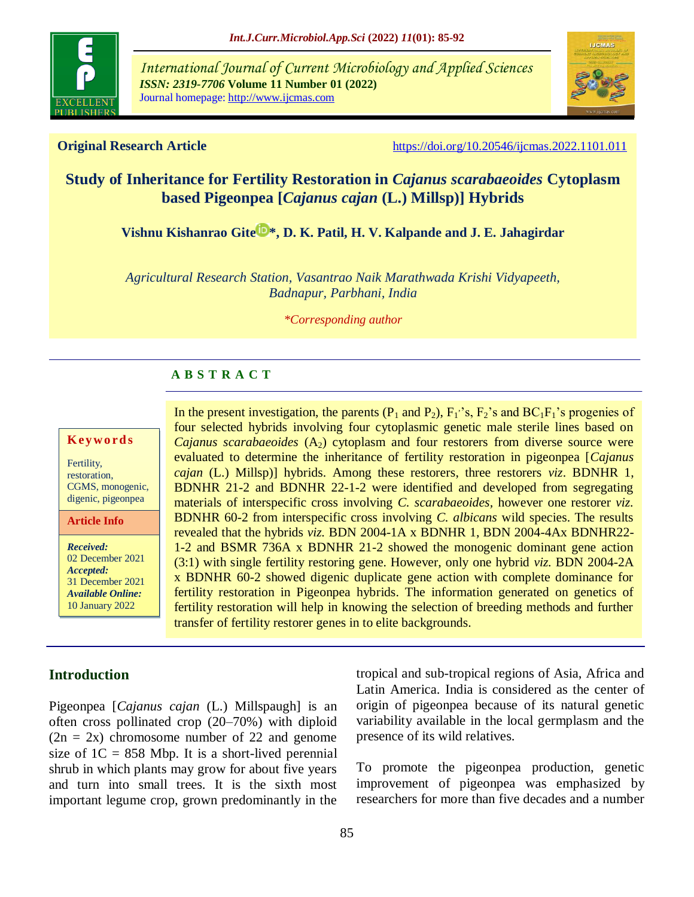**Original Research Article** https://doi.org/10.20546/ijcmas.2022.1101.011

# Study of Inheritance for Fertility Restoration in *Cajanus scarabaeoides* Cytoplasm based Pigeonpea [*Cajanus cajan* (L.) Millsp)] Hybrids

**Vishnu Kishanrao Gite*, D. K. Patil, H. V. Kalpande and J. E. Jahagirdar**

*Agricultural Research Station, Vasantrao Naik Marathwada Krishi Vidyapeeth, Badnapur, Parbhani, India*

*\*Corresponding author*

## A B S T R A C T

**Keywords**

Fertility, restoration, CGMS, monogenic, digenic, pigeonpea

**Article Info**

***Received:*** 02 December 2021
***Accepted:*** 31 December 2021
***Available Online:*** 10 January 2022

In the present investigation, the parents ($P_1$ and $P_2$), $F_1$'s, $F_2$'s and $BC_1F_1$'s progenies of four selected hybrids involving four cytoplasmic genetic male sterile lines based on *Cajanus scarabaeoides* ($A_2$) cytoplasm and four restorers from diverse source were evaluated to determine the inheritance of fertility restoration in pigeonpea [*Cajanus cajan* (L.) Millsp)] hybrids. Among these restorers, three restorers *viz*. BDNHR 1, BDNHR 21-2 and BDNHR 22-1-2 were identified and developed from segregating materials of interspecific cross involving *C. scarabaeoides*, however one restorer *viz.* BDNHR 60-2 from interspecific cross involving *C. albicans* wild species. The results revealed that the hybrids *viz.* BDN 2004-1A x BDNHR 1, BDN 2004-4Ax BDNHR22-1-2 and BSMR 736A x BDNHR 21-2 showed the monogenic dominant gene action (3:1) with single fertility restoring gene. However, only one hybrid *viz.* BDN 2004-2A x BDNHR 60-2 showed digenic duplicate gene action with complete dominance for fertility restoration in Pigeonpea hybrids. The information generated on genetics of fertility restoration will help in knowing the selection of breeding methods and further transfer of fertility restorer genes in to elite backgrounds.

## Introduction

Pigeonpea [*Cajanus cajan* (L.) Millspaugh] is an often cross pollinated crop (20–70%) with diploid (2n = 2x) chromosome number of 22 and genome size of 1C = 858 Mbp. It is a short-lived perennial shrub in which plants may grow for about five years and turn into small trees. It is the sixth most important legume crop, grown predominantly in the tropical and sub-tropical regions of Asia, Africa and Latin America. India is considered as the center of origin of pigeonpea because of its natural genetic variability available in the local germplasm and the presence of its wild relatives.

To promote the pigeonpea production, genetic improvement of pigeonpea was emphasized by researchers for more than five decades and a number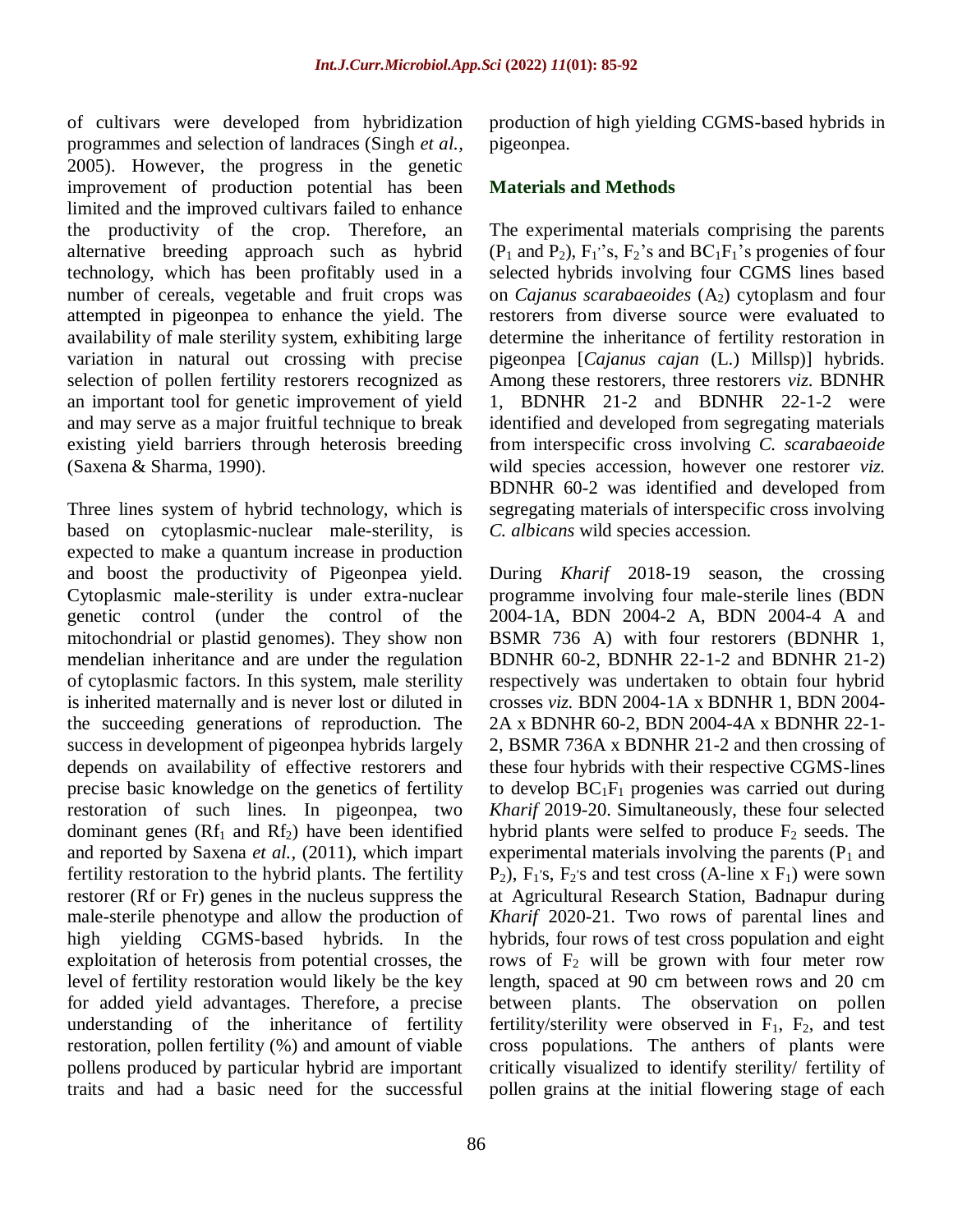of cultivars were developed from hybridization programmes and selection of landraces (Singh *et al.,* 2005). However, the progress in the genetic improvement of production potential has been limited and the improved cultivars failed to enhance the productivity of the crop. Therefore, an alternative breeding approach such as hybrid technology, which has been profitably used in a number of cereals, vegetable and fruit crops was attempted in pigeonpea to enhance the yield. The availability of male sterility system, exhibiting large variation in natural out crossing with precise selection of pollen fertility restorers recognized as an important tool for genetic improvement of yield and may serve as a major fruitful technique to break existing yield barriers through heterosis breeding (Saxena & Sharma, 1990).

Three lines system of hybrid technology, which is based on cytoplasmic-nuclear male-sterility, is expected to make a quantum increase in production and boost the productivity of Pigeonpea yield. Cytoplasmic male-sterility is under extra-nuclear genetic control (under the control of the mitochondrial or plastid genomes). They show non mendelian inheritance and are under the regulation of cytoplasmic factors. In this system, male sterility is inherited maternally and is never lost or diluted in the succeeding generations of reproduction. The success in development of pigeonpea hybrids largely depends on availability of effective restorers and precise basic knowledge on the genetics of fertility restoration of such lines. In pigeonpea, two dominant genes ($Rf_1$ and $Rf_2$) have been identified and reported by Saxena *et al.*, (2011), which impart fertility restoration to the hybrid plants. The fertility restorer (Rf or Fr) genes in the nucleus suppress the male-sterile phenotype and allow the production of high yielding CGMS-based hybrids. In the exploitation of heterosis from potential crosses, the level of fertility restoration would likely be the key for added yield advantages. Therefore, a precise understanding of the inheritance of fertility restoration, pollen fertility (%) and amount of viable pollens produced by particular hybrid are important traits and had a basic need for the successful production of high yielding CGMS-based hybrids in pigeonpea.

## Materials and Methods

The experimental materials comprising the parents ($P_1$ and $P_2$), $F_1$'s, $F_2$'s and $BC_1F_1$'s progenies of four selected hybrids involving four CGMS lines based on *Cajanus scarabaeoides* ($A_2$) cytoplasm and four restorers from diverse source were evaluated to determine the inheritance of fertility restoration in pigeonpea [*Cajanus cajan* (L.) Millsp)] hybrids. Among these restorers, three restorers *viz.* BDNHR 1, BDNHR 21-2 and BDNHR 22-1-2 were identified and developed from segregating materials from interspecific cross involving *C. scarabaeoide* wild species accession, however one restorer *viz.* BDNHR 60-2 was identified and developed from segregating materials of interspecific cross involving *C. albicans* wild species accession.

During *Kharif* 2018-19 season, the crossing programme involving four male-sterile lines (BDN 2004-1A, BDN 2004-2 A, BDN 2004-4 A and BSMR 736 A) with four restorers (BDNHR 1, BDNHR 60-2, BDNHR 22-1-2 and BDNHR 21-2) respectively was undertaken to obtain four hybrid crosses *viz.* BDN 2004-1A x BDNHR 1, BDN 2004-2A x BDNHR 60-2, BDN 2004-4A x BDNHR 22-1-2, BSMR 736A x BDNHR 21-2 and then crossing of these four hybrids with their respective CGMS-lines to develop $BC_1F_1$ progenies was carried out during *Kharif* 2019-20. Simultaneously, these four selected hybrid plants were selfed to produce $F_2$ seeds. The experimental materials involving the parents ($P_1$ and $P_2$), $F_1$'s, $F_2$'s and test cross (A-line x $F_1$) were sown at Agricultural Research Station, Badnapur during *Kharif* 2020-21. Two rows of parental lines and hybrids, four rows of test cross population and eight rows of $F_2$ will be grown with four meter row length, spaced at 90 cm between rows and 20 cm between plants. The observation on pollen fertility/sterility were observed in $F_1$, $F_2$, and test cross populations. The anthers of plants were critically visualized to identify sterility/ fertility of pollen grains at the initial flowering stage of each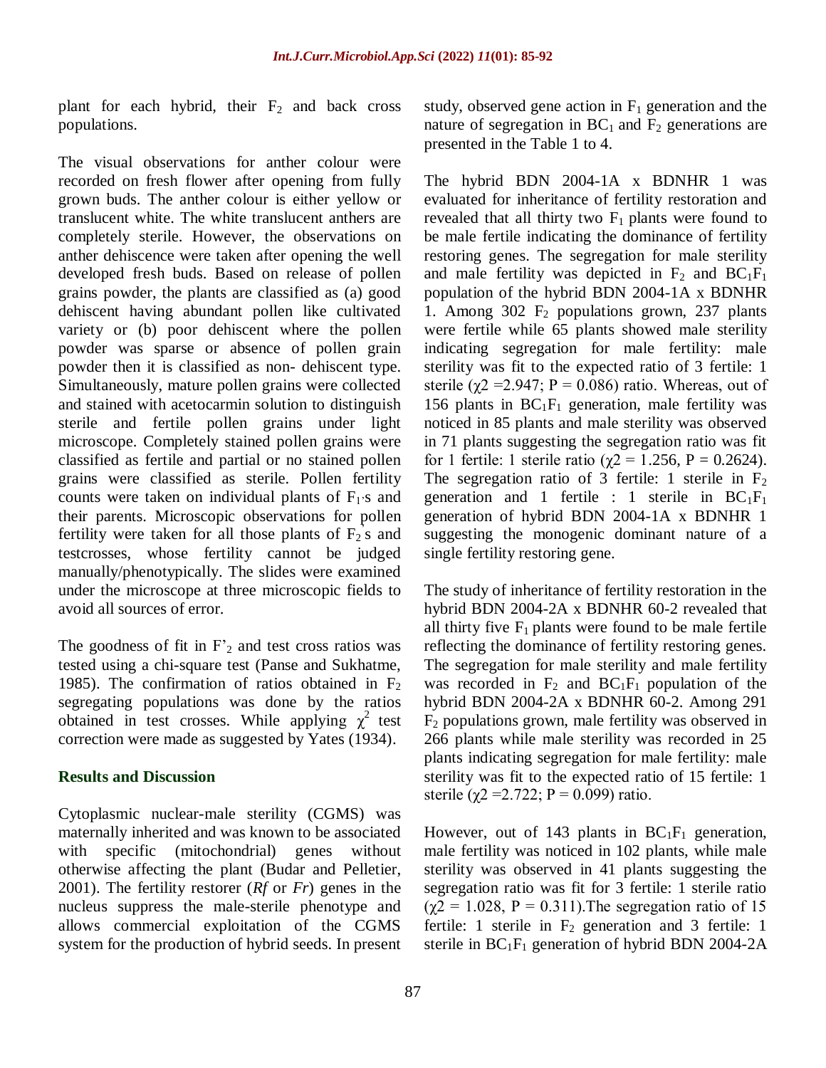plant for each hybrid, their $F_2$ and back cross populations.

The visual observations for anther colour were recorded on fresh flower after opening from fully grown buds. The anther colour is either yellow or translucent white. The white translucent anthers are completely sterile. However, the observations on anther dehiscence were taken after opening the well developed fresh buds. Based on release of pollen grains powder, the plants are classified as (a) good dehiscent having abundant pollen like cultivated variety or (b) poor dehiscent where the pollen powder was sparse or absence of pollen grain powder then it is classified as non- dehiscent type. Simultaneously, mature pollen grains were collected and stained with acetocarmin solution to distinguish sterile and fertile pollen grains under light microscope. Completely stained pollen grains were classified as fertile and partial or no stained pollen grains were classified as sterile. Pollen fertility counts were taken on individual plants of $F_1$·s and their parents. Microscopic observations for pollen fertility were taken for all those plants of $F_2$ s and testcrosses, whose fertility cannot be judged manually/phenotypically. The slides were examined under the microscope at three microscopic fields to avoid all sources of error.

The goodness of fit in $F'_2$ and test cross ratios was tested using a chi-square test (Panse and Sukhatme, 1985). The confirmation of ratios obtained in $F_2$ segregating populations was done by the ratios obtained in test crosses. While applying $\chi^2$ test correction were made as suggested by Yates (1934).

## Results and Discussion

Cytoplasmic nuclear-male sterility (CGMS) was maternally inherited and was known to be associated with specific (mitochondrial) genes without otherwise affecting the plant (Budar and Pelletier, 2001). The fertility restorer (*Rf* or *Fr*) genes in the nucleus suppress the male-sterile phenotype and allows commercial exploitation of the CGMS system for the production of hybrid seeds. In present study, observed gene action in $F_1$ generation and the nature of segregation in $BC_1$ and $F_2$ generations are presented in the Table 1 to 4.

The hybrid BDN 2004-1A x BDNHR 1 was evaluated for inheritance of fertility restoration and revealed that all thirty two $F_1$ plants were found to be male fertile indicating the dominance of fertility restoring genes. The segregation for male sterility and male fertility was depicted in $F_2$ and $BC_1F_1$ population of the hybrid BDN 2004-1A x BDNHR 1. Among 302 $F_2$ populations grown, 237 plants were fertile while 65 plants showed male sterility indicating segregation for male fertility: male sterility was fit to the expected ratio of 3 fertile: 1 sterile ($\chi2$ =2.947; P = 0.086) ratio. Whereas, out of 156 plants in $BC_1F_1$ generation, male fertility was noticed in 85 plants and male sterility was observed in 71 plants suggesting the segregation ratio was fit for 1 fertile: 1 sterile ratio ($\chi2$ = 1.256, P = 0.2624). The segregation ratio of 3 fertile: 1 sterile in $F_2$ generation and 1 fertile : 1 sterile in $BC_1F_1$ generation of hybrid BDN 2004-1A x BDNHR 1 suggesting the monogenic dominant nature of a single fertility restoring gene.

The study of inheritance of fertility restoration in the hybrid BDN 2004-2A x BDNHR 60-2 revealed that all thirty five $F_1$ plants were found to be male fertile reflecting the dominance of fertility restoring genes. The segregation for male sterility and male fertility was recorded in $F_2$ and $BC_1F_1$ population of the hybrid BDN 2004-2A x BDNHR 60-2. Among 291 $F_2$ populations grown, male fertility was observed in 266 plants while male sterility was recorded in 25 plants indicating segregation for male fertility: male sterility was fit to the expected ratio of 15 fertile: 1 sterile ($\chi2$ =2.722; P = 0.099) ratio.

However, out of 143 plants in $BC_1F_1$ generation, male fertility was noticed in 102 plants, while male sterility was observed in 41 plants suggesting the segregation ratio was fit for 3 fertile: 1 sterile ratio ($\chi2$ = 1.028, P = 0.311).The segregation ratio of 15 fertile: 1 sterile in $F_2$ generation and 3 fertile: 1 sterile in $BC_1F_1$ generation of hybrid BDN 2004-2A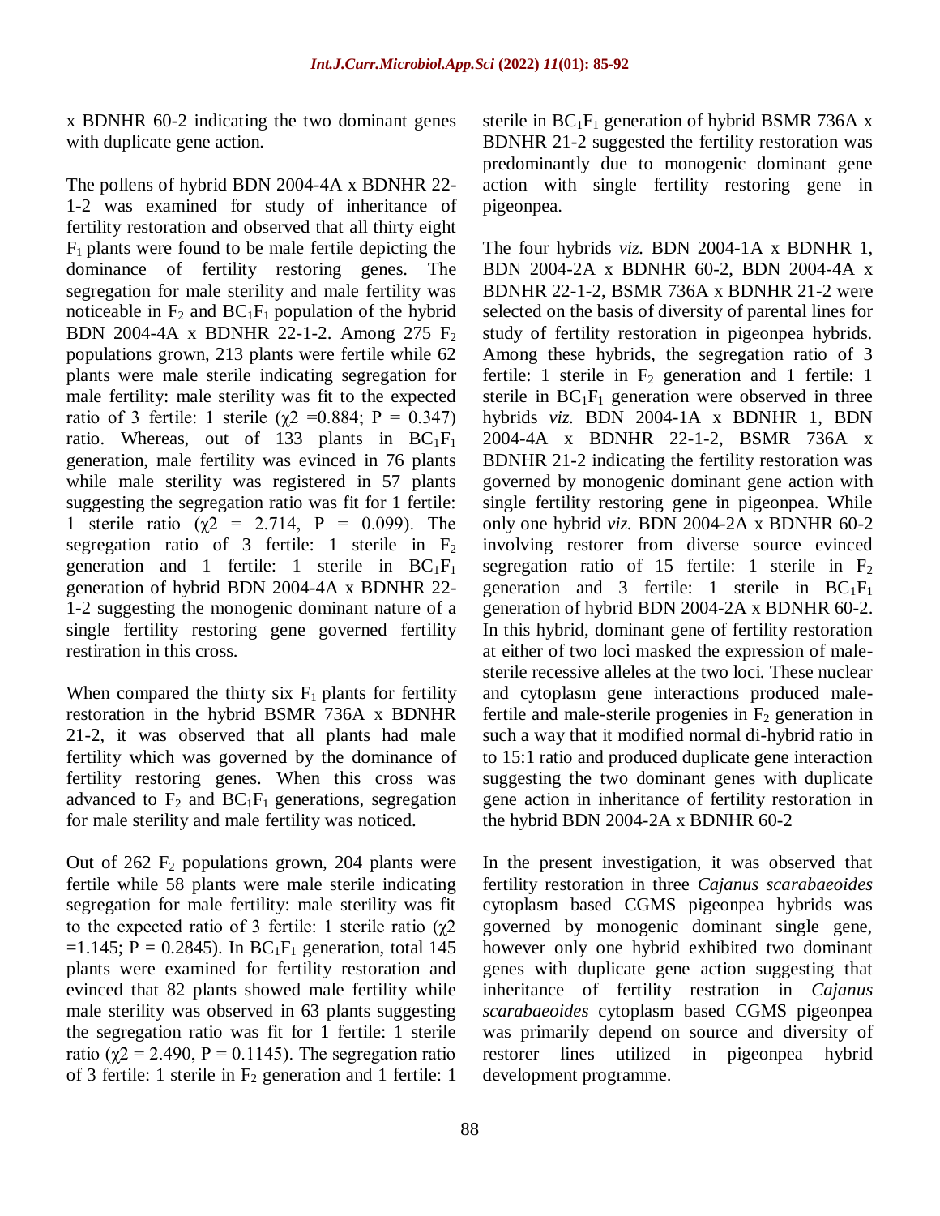x BDNHR 60-2 indicating the two dominant genes with duplicate gene action.

The pollens of hybrid BDN 2004-4A x BDNHR 22-1-2 was examined for study of inheritance of fertility restoration and observed that all thirty eight $F_1$ plants were found to be male fertile depicting the dominance of fertility restoring genes. The segregation for male sterility and male fertility was noticeable in $F_2$ and $BC_1F_1$ population of the hybrid BDN 2004-4A x BDNHR 22-1-2. Among 275 $F_2$ populations grown, 213 plants were fertile while 62 plants were male sterile indicating segregation for male fertility: male sterility was fit to the expected ratio of 3 fertile: 1 sterile ($\chi2$ =0.884; P = 0.347) ratio. Whereas, out of 133 plants in $BC_1F_1$ generation, male fertility was evinced in 76 plants while male sterility was registered in 57 plants suggesting the segregation ratio was fit for 1 fertile: 1 sterile ratio ($\chi2$ = 2.714, P = 0.099). The segregation ratio of 3 fertile: 1 sterile in $F_2$ generation and 1 fertile: 1 sterile in $BC_1F_1$ generation of hybrid BDN 2004-4A x BDNHR 22-1-2 suggesting the monogenic dominant nature of a single fertility restoring gene governed fertility restiration in this cross.

When compared the thirty six $F_1$ plants for fertility restoration in the hybrid BSMR 736A x BDNHR 21-2, it was observed that all plants had male fertility which was governed by the dominance of fertility restoring genes. When this cross was advanced to $F_2$ and $BC_1F_1$ generations, segregation for male sterility and male fertility was noticed.

Out of 262 $F_2$ populations grown, 204 plants were fertile while 58 plants were male sterile indicating segregation for male fertility: male sterility was fit to the expected ratio of 3 fertile: 1 sterile ratio ($\chi2$ =1.145; P = 0.2845). In $BC_1F_1$ generation, total 145 plants were examined for fertility restoration and evinced that 82 plants showed male fertility while male sterility was observed in 63 plants suggesting the segregation ratio was fit for 1 fertile: 1 sterile ratio ($\chi2$ = 2.490, P = 0.1145). The segregation ratio of 3 fertile: 1 sterile in $F_2$ generation and 1 fertile: 1 sterile in $BC_1F_1$ generation of hybrid BSMR 736A x BDNHR 21-2 suggested the fertility restoration was predominantly due to monogenic dominant gene action with single fertility restoring gene in pigeonpea.

The four hybrids *viz.* BDN 2004-1A x BDNHR 1, BDN 2004-2A x BDNHR 60-2, BDN 2004-4A x BDNHR 22-1-2, BSMR 736A x BDNHR 21-2 were selected on the basis of diversity of parental lines for study of fertility restoration in pigeonpea hybrids. Among these hybrids, the segregation ratio of 3 fertile: 1 sterile in $F_2$ generation and 1 fertile: 1 sterile in $BC_1F_1$ generation were observed in three hybrids *viz.* BDN 2004-1A x BDNHR 1, BDN 2004-4A x BDNHR 22-1-2, BSMR 736A x BDNHR 21-2 indicating the fertility restoration was governed by monogenic dominant gene action with single fertility restoring gene in pigeonpea. While only one hybrid *viz.* BDN 2004-2A x BDNHR 60-2 involving restorer from diverse source evinced segregation ratio of 15 fertile: 1 sterile in $F_2$ generation and 3 fertile: 1 sterile in $BC_1F_1$ generation of hybrid BDN 2004-2A x BDNHR 60-2. In this hybrid, dominant gene of fertility restoration at either of two loci masked the expression of male-sterile recessive alleles at the two loci. These nuclear and cytoplasm gene interactions produced male-fertile and male-sterile progenies in $F_2$ generation in such a way that it modified normal di-hybrid ratio in to 15:1 ratio and produced duplicate gene interaction suggesting the two dominant genes with duplicate gene action in inheritance of fertility restoration in the hybrid BDN 2004-2A x BDNHR 60-2

In the present investigation, it was observed that fertility restoration in three *Cajanus scarabaeoides* cytoplasm based CGMS pigeonpea hybrids was governed by monogenic dominant single gene, however only one hybrid exhibited two dominant genes with duplicate gene action suggesting that inheritance of fertility restration in *Cajanus scarabaeoides* cytoplasm based CGMS pigeonpea was primarily depend on source and diversity of restorer lines utilized in pigeonpea hybrid development programme.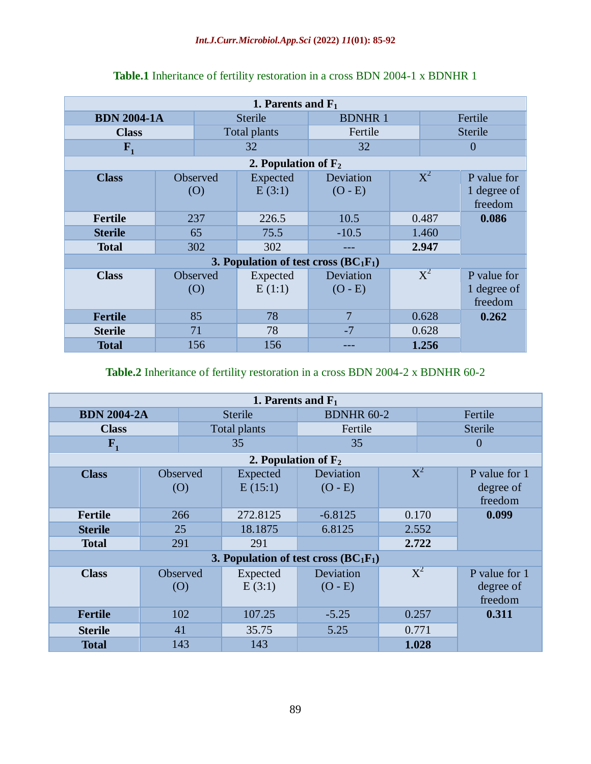**Table.1** Inheritance of fertility restoration in a cross BDN 2004-1 x BDNHR 1

| **1. Parents and $F_1$** | | | | | |
|---|---|---|---|---|---|
| **BDN 2004-1A** | Sterile | | BDNHR 1 | | Fertile |
| **Class** | Total plants | | Fertile | | Sterile |
| **$F_1$** | 32 | | 32 | | 0 |
| **2. Population of $F_2$** | | | | | |
| **Class** | Observed (O) | Expected E (3:1) | Deviation (O - E) | $X^2$ | P value for 1 degree of freedom |
| **Fertile** | 237 | 226.5 | 10.5 | 0.487 | **0.086** |
| **Sterile** | 65 | 75.5 | -10.5 | 1.460 | |
| **Total** | 302 | 302 | --- | **2.947** | |
| **3. Population of test cross ($BC_1F_1$)** | | | | | |
| **Class** | Observed (O) | Expected E (1:1) | Deviation (O - E) | $X^2$ | P value for 1 degree of freedom |
| **Fertile** | 85 | 78 | 7 | 0.628 | **0.262** |
| **Sterile** | 71 | 78 | -7 | 0.628 | |
| **Total** | 156 | 156 | --- | **1.256** | |

**Table.2** Inheritance of fertility restoration in a cross BDN 2004-2 x BDNHR 60-2

| **1. Parents and $F_1$** | | | | | |
|---|---|---|---|---|---|
| **BDN 2004-2A** | Sterile | | BDNHR 60-2 | | Fertile |
| **Class** | Total plants | | Fertile | | Sterile |
| **$F_1$** | 35 | | 35 | | 0 |
| **2. Population of $F_2$** | | | | | |
| **Class** | Observed (O) | Expected E (15:1) | Deviation (O - E) | $X^2$ | P value for 1 degree of freedom |
| **Fertile** | 266 | 272.8125 | -6.8125 | 0.170 | **0.099** |
| **Sterile** | 25 | 18.1875 | 6.8125 | 2.552 | |
| **Total** | 291 | 291 | | **2.722** | |
| **3. Population of test cross ($BC_1F_1$)** | | | | | |
| **Class** | Observed (O) | Expected E (3:1) | Deviation (O - E) | $X^2$ | P value for 1 degree of freedom |
| **Fertile** | 102 | 107.25 | -5.25 | 0.257 | **0.311** |
| **Sterile** | 41 | 35.75 | 5.25 | 0.771 | |
| **Total** | 143 | 143 | | **1.028** | |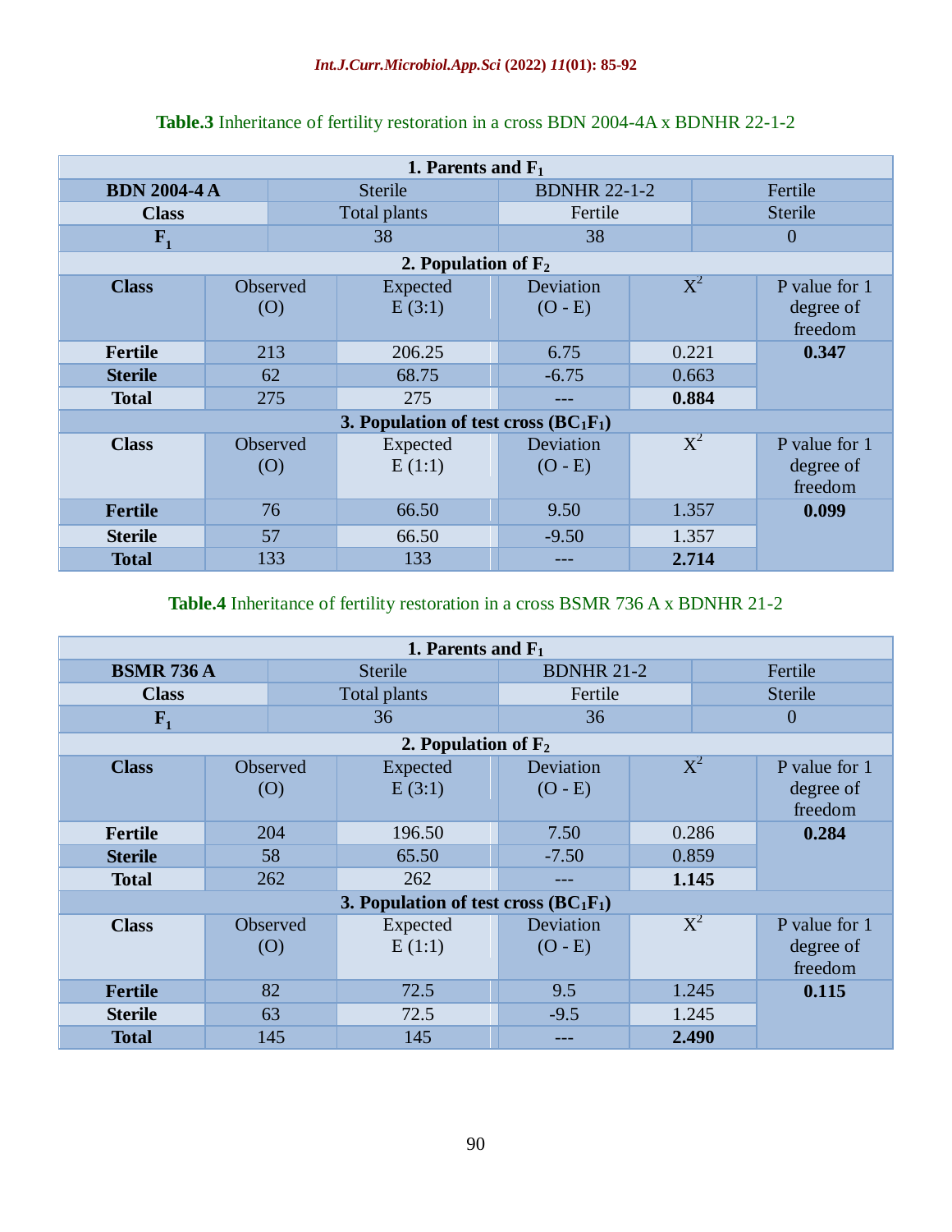**Table.3** Inheritance of fertility restoration in a cross BDN 2004-4A x BDNHR 22-1-2

| **1. Parents and $F_1$** | | | | | |
|---|---|---|---|---|---|
| **BDN 2004-4 A** | Sterile | | BDNHR 22-1-2 | Fertile | |
| **Class** | Total plants | | Fertile | Sterile | |
| **$F_1$** | 38 | | 38 | 0 | |
| **2. Population of $F_2$** | | | | | |
| **Class** | Observed (O) | Expected E (3:1) | Deviation (O - E) | $X^2$ | P value for 1 degree of freedom |
| **Fertile** | 213 | 206.25 | 6.75 | 0.221 | **0.347** |
| **Sterile** | 62 | 68.75 | -6.75 | 0.663 | |
| **Total** | 275 | 275 | --- | **0.884** | |
| **3. Population of test cross ($BC_1F_1$)** | | | | | |
| **Class** | Observed (O) | Expected E (1:1) | Deviation (O - E) | $X^2$ | P value for 1 degree of freedom |
| **Fertile** | 76 | 66.50 | 9.50 | 1.357 | **0.099** |
| **Sterile** | 57 | 66.50 | -9.50 | 1.357 | |
| **Total** | 133 | 133 | --- | **2.714** | |

**Table.4** Inheritance of fertility restoration in a cross BSMR 736 A x BDNHR 21-2

| **1. Parents and $F_1$** | | | | | |
|---|---|---|---|---|---|
| **BSMR 736 A** | Sterile | | BDNHR 21-2 | Fertile | |
| **Class** | Total plants | | Fertile | Sterile | |
| **$F_1$** | 36 | | 36 | 0 | |
| **2. Population of $F_2$** | | | | | |
| **Class** | Observed (O) | Expected E (3:1) | Deviation (O - E) | $X^2$ | P value for 1 degree of freedom |
| **Fertile** | 204 | 196.50 | 7.50 | 0.286 | **0.284** |
| **Sterile** | 58 | 65.50 | -7.50 | 0.859 | |
| **Total** | 262 | 262 | --- | **1.145** | |
| **3. Population of test cross ($BC_1F_1$)** | | | | | |
| **Class** | Observed (O) | Expected E (1:1) | Deviation (O - E) | $X^2$ | P value for 1 degree of freedom |
| **Fertile** | 82 | 72.5 | 9.5 | 1.245 | **0.115** |
| **Sterile** | 63 | 72.5 | -9.5 | 1.245 | |
| **Total** | 145 | 145 | --- | **2.490** | |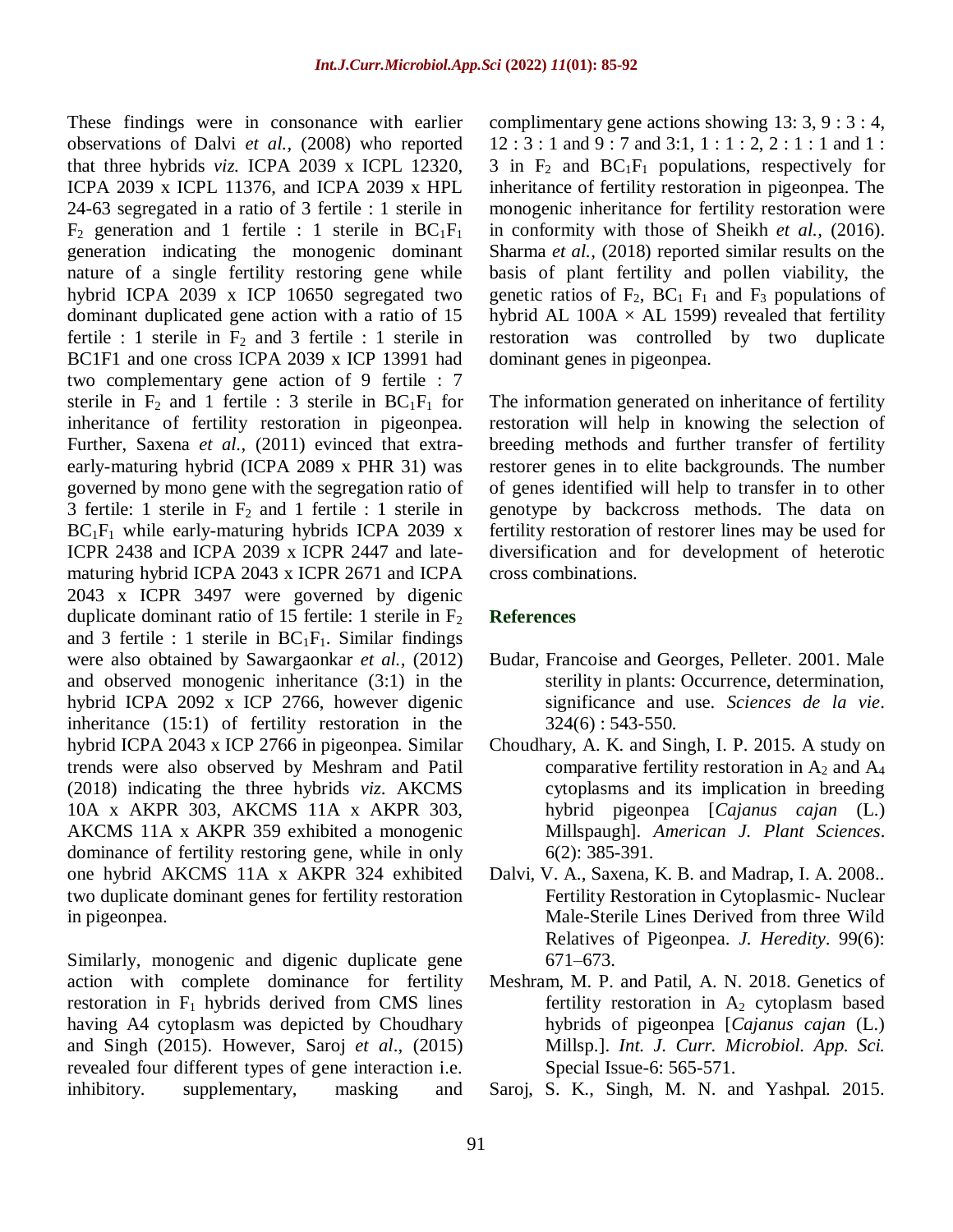These findings were in consonance with earlier observations of Dalvi *et al.,* (2008) who reported that three hybrids *viz.* ICPA 2039 x ICPL 12320, ICPA 2039 x ICPL 11376, and ICPA 2039 x HPL 24-63 segregated in a ratio of 3 fertile : 1 sterile in $F_2$ generation and 1 fertile : 1 sterile in $BC_1F_1$ generation indicating the monogenic dominant nature of a single fertility restoring gene while hybrid ICPA 2039 x ICP 10650 segregated two dominant duplicated gene action with a ratio of 15 fertile : 1 sterile in $F_2$ and 3 fertile : 1 sterile in BC1F1 and one cross ICPA 2039 x ICP 13991 had two complementary gene action of 9 fertile : 7 sterile in $F_2$ and 1 fertile : 3 sterile in $BC_1F_1$ for inheritance of fertility restoration in pigeonpea. Further, Saxena *et al.,* (2011) evinced that extra-early-maturing hybrid (ICPA 2089 x PHR 31) was governed by mono gene with the segregation ratio of 3 fertile: 1 sterile in $F_2$ and 1 fertile : 1 sterile in $BC_1F_1$ while early-maturing hybrids ICPA 2039 x ICPR 2438 and ICPA 2039 x ICPR 2447 and late-maturing hybrid ICPA 2043 x ICPR 2671 and ICPA 2043 x ICPR 3497 were governed by digenic duplicate dominant ratio of 15 fertile: 1 sterile in $F_2$ and 3 fertile : 1 sterile in $BC_1F_1$. Similar findings were also obtained by Sawargaonkar *et al.,* (2012) and observed monogenic inheritance (3:1) in the hybrid ICPA 2092 x ICP 2766, however digenic inheritance (15:1) of fertility restoration in the hybrid ICPA 2043 x ICP 2766 in pigeonpea. Similar trends were also observed by Meshram and Patil (2018) indicating the three hybrids *viz.* AKCMS 10A x AKPR 303, AKCMS 11A x AKPR 303, AKCMS 11A x AKPR 359 exhibited a monogenic dominance of fertility restoring gene, while in only one hybrid AKCMS 11A x AKPR 324 exhibited two duplicate dominant genes for fertility restoration in pigeonpea.

Similarly, monogenic and digenic duplicate gene action with complete dominance for fertility restoration in $F_1$ hybrids derived from CMS lines having A4 cytoplasm was depicted by Choudhary and Singh (2015). However, Saroj *et al.,* (2015) revealed four different types of gene interaction i.e. inhibitory. supplementary, masking and complimentary gene actions showing 13: 3, 9 : 3 : 4, 12 : 3 : 1 and 9 : 7 and 3:1, 1 : 1 : 2, 2 : 1 : 1 and 1 : 3 in $F_2$ and $BC_1F_1$ populations, respectively for inheritance of fertility restoration in pigeonpea. The monogenic inheritance for fertility restoration were in conformity with those of Sheikh *et al.,* (2016). Sharma *et al.,* (2018) reported similar results on the basis of plant fertility and pollen viability, the genetic ratios of $F_2$, $BC_1$ $F_1$ and $F_3$ populations of hybrid AL 100A × AL 1599) revealed that fertility restoration was controlled by two duplicate dominant genes in pigeonpea.

The information generated on inheritance of fertility restoration will help in knowing the selection of breeding methods and further transfer of fertility restorer genes in to elite backgrounds. The number of genes identified will help to transfer in to other genotype by backcross methods. The data on fertility restoration of restorer lines may be used for diversification and for development of heterotic cross combinations.

## References

Budar, Francoise and Georges, Pelleter. 2001. Male sterility in plants: Occurrence, determination, significance and use. *Sciences de la vie*. 324(6) : 543-550.

Choudhary, A. K. and Singh, I. P. 2015. A study on comparative fertility restoration in $A_2$ and $A_4$ cytoplasms and its implication in breeding hybrid pigeonpea [*Cajanus cajan* (L.) Millspaugh]. *American J. Plant Sciences*. 6(2): 385-391.

Dalvi, V. A., Saxena, K. B. and Madrap, I. A. 2008.. Fertility Restoration in Cytoplasmic- Nuclear Male-Sterile Lines Derived from three Wild Relatives of Pigeonpea. *J. Heredity*. 99(6): 671–673.

Meshram, M. P. and Patil, A. N. 2018. Genetics of fertility restoration in $A_2$ cytoplasm based hybrids of pigeonpea [*Cajanus cajan* (L.) Millsp.]. *Int. J. Curr. Microbiol. App. Sci.* Special Issue-6: 565-571.

Saroj, S. K., Singh, M. N. and Yashpal. 2015.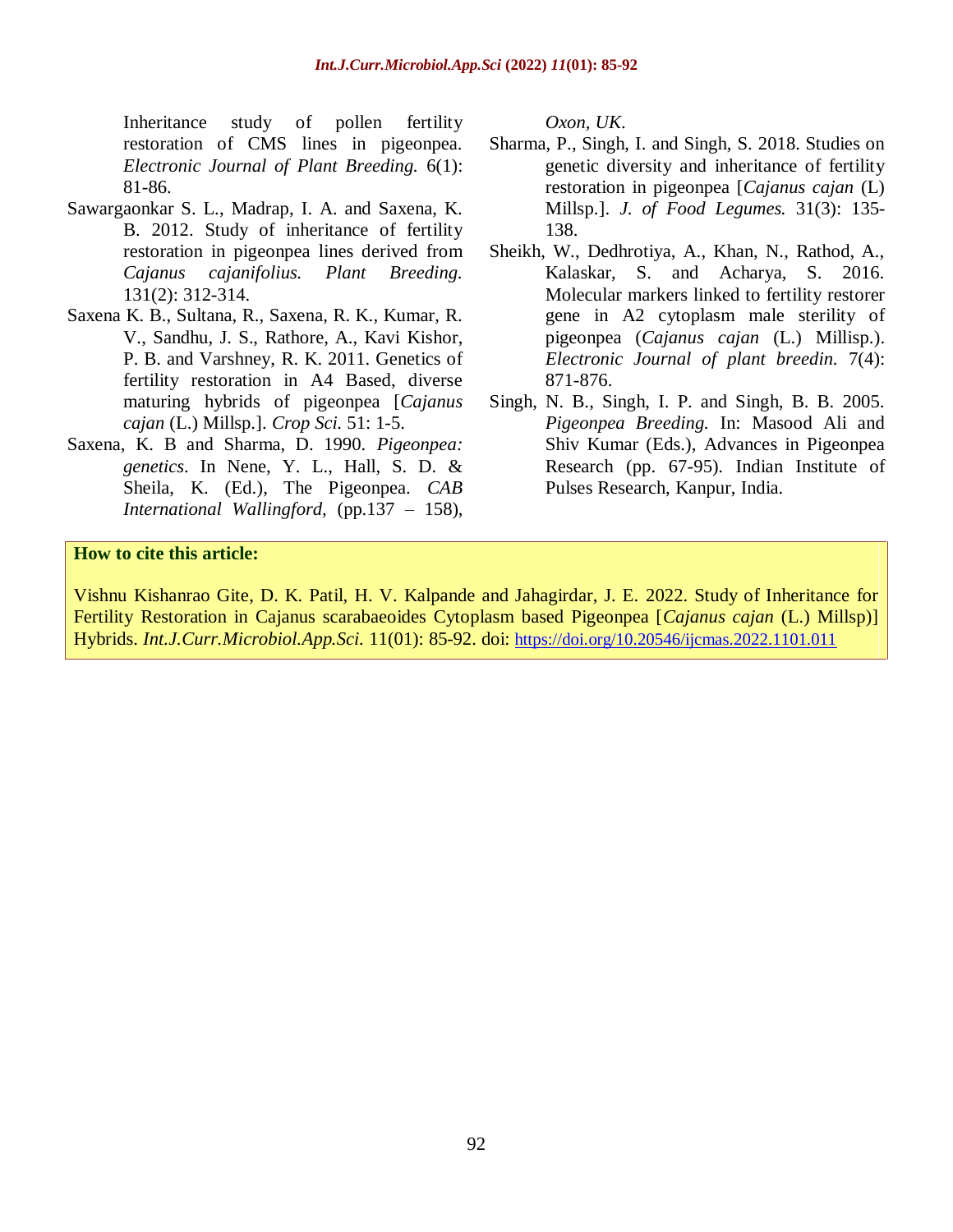Inheritance study of pollen fertility restoration of CMS lines in pigeonpea. *Electronic Journal of Plant Breeding.* 6(1): 81-86.

Sawargaonkar S. L., Madrap, I. A. and Saxena, K. B. 2012. Study of inheritance of fertility restoration in pigeonpea lines derived from *Cajanus cajanifolius. Plant Breeding.* 131(2): 312-314.

Saxena K. B., Sultana, R., Saxena, R. K., Kumar, R. V., Sandhu, J. S., Rathore, A., Kavi Kishor, P. B. and Varshney, R. K. 2011. Genetics of fertility restoration in A4 Based, diverse maturing hybrids of pigeonpea [*Cajanus cajan* (L.) Millsp.]. *Crop Sci.* 51: 1-5.

Saxena, K. B and Sharma, D. 1990. *Pigeonpea: genetics*. In Nene, Y. L., Hall, S. D. & Sheila, K. (Ed.), The Pigeonpea. *CAB International Wallingford,* (pp.137 – 158), *Oxon, UK.*

Sharma, P., Singh, I. and Singh, S. 2018. Studies on genetic diversity and inheritance of fertility restoration in pigeonpea [*Cajanus cajan* (L) Millsp.]. *J. of Food Legumes.* 31(3): 135-138.

Sheikh, W., Dedhrotiya, A., Khan, N., Rathod, A., Kalaskar, S. and Acharya, S. 2016. Molecular markers linked to fertility restorer gene in A2 cytoplasm male sterility of pigeonpea (*Cajanus cajan* (L.) Millisp.). *Electronic Journal of plant breedin.* 7(4): 871-876.

Singh, N. B., Singh, I. P. and Singh, B. B. 2005. *Pigeonpea Breeding.* In: Masood Ali and Shiv Kumar (Eds.), Advances in Pigeonpea Research (pp. 67-95). Indian Institute of Pulses Research, Kanpur, India.

**How to cite this article:**

Vishnu Kishanrao Gite, D. K. Patil, H. V. Kalpande and Jahagirdar, J. E. 2022. Study of Inheritance for Fertility Restoration in Cajanus scarabaeoides Cytoplasm based Pigeonpea [*Cajanus cajan* (L.) Millsp)] Hybrids. *Int.J.Curr.Microbiol.App.Sci.* 11(01): 85-92. doi: https://doi.org/10.20546/ijcmas.2022.1101.011